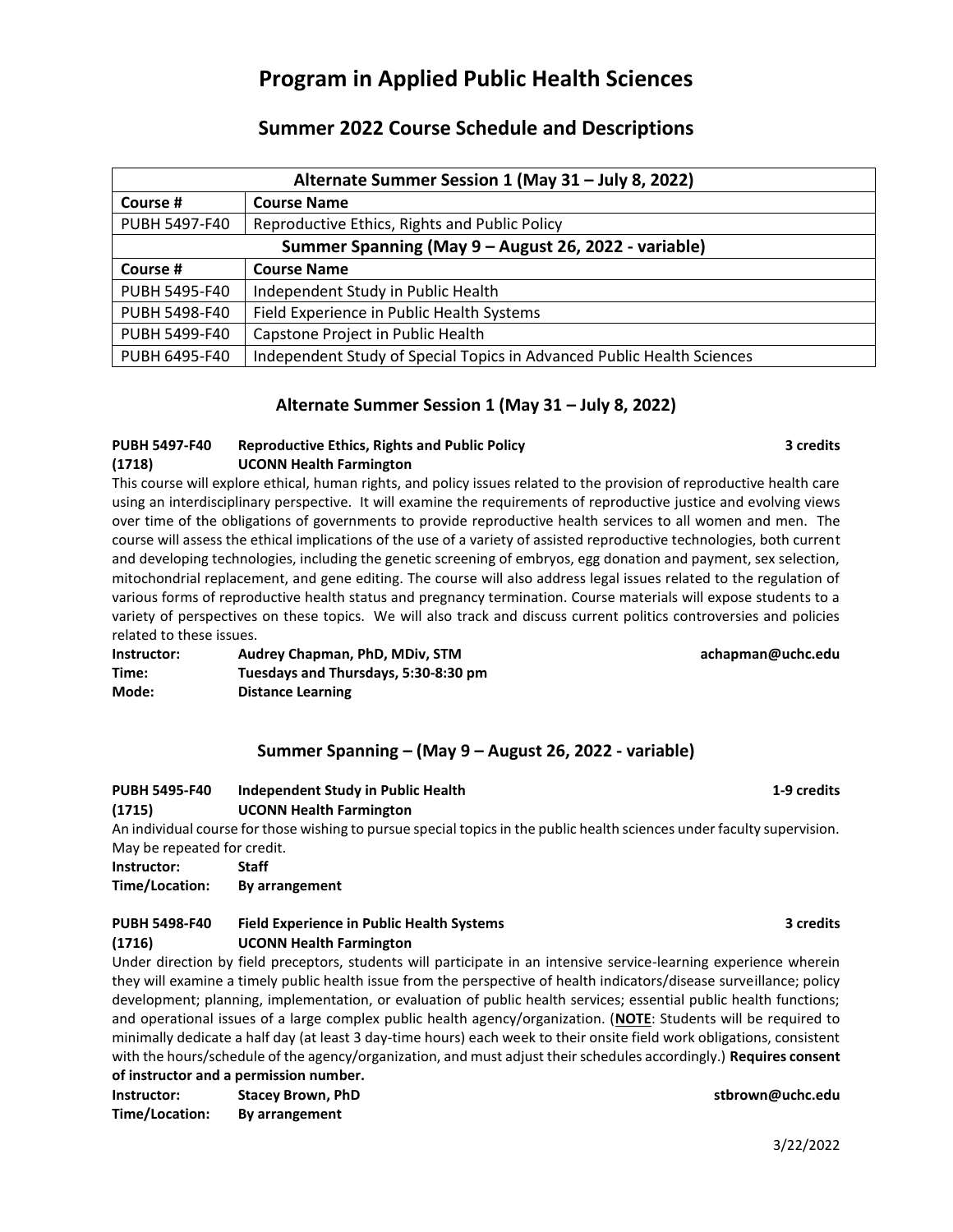# Program in Applied Public Health Sciences

## Summer 2022 Course Schedule and Descriptions

| Alternate Summer Session 1 (May 31 – July 8, 2022) | |
|---|---|
| **Course #** | **Course Name** |
| PUBH 5497-F40 | Reproductive Ethics, Rights and Public Policy |
| **Summer Spanning (May 9 – August 26, 2022 - variable)** | |
| **Course #** | **Course Name** |
| PUBH 5495-F40 | Independent Study in Public Health |
| PUBH 5498-F40 | Field Experience in Public Health Systems |
| PUBH 5499-F40 | Capstone Project in Public Health |
| PUBH 6495-F40 | Independent Study of Special Topics in Advanced Public Health Sciences |

### Alternate Summer Session 1 (May 31 – July 8, 2022)

**PUBH 5497-F40 (1718) Reproductive Ethics, Rights and Public Policy — UCONN Health Farmington — 3 credits**

This course will explore ethical, human rights, and policy issues related to the provision of reproductive health care using an interdisciplinary perspective. It will examine the requirements of reproductive justice and evolving views over time of the obligations of governments to provide reproductive health services to all women and men. The course will assess the ethical implications of the use of a variety of assisted reproductive technologies, both current and developing technologies, including the genetic screening of embryos, egg donation and payment, sex selection, mitochondrial replacement, and gene editing. The course will also address legal issues related to the regulation of various forms of reproductive health status and pregnancy termination. Course materials will expose students to a variety of perspectives on these topics. We will also track and discuss current politics controversies and policies related to these issues.

**Instructor:** Audrey Chapman, PhD, MDiv, STM — achapman@uchc.edu
**Time:** Tuesdays and Thursdays, 5:30-8:30 pm
**Mode:** Distance Learning

### Summer Spanning – (May 9 – August 26, 2022 - variable)

**PUBH 5495-F40 (1715) Independent Study in Public Health — UCONN Health Farmington — 1-9 credits**

An individual course for those wishing to pursue special topics in the public health sciences under faculty supervision. May be repeated for credit.

**Instructor:** Staff
**Time/Location:** By arrangement

**PUBH 5498-F40 (1716) Field Experience in Public Health Systems — UCONN Health Farmington — 3 credits**

Under direction by field preceptors, students will participate in an intensive service-learning experience wherein they will examine a timely public health issue from the perspective of health indicators/disease surveillance; policy development; planning, implementation, or evaluation of public health services; essential public health functions; and operational issues of a large complex public health agency/organization. (**NOTE**: Students will be required to minimally dedicate a half day (at least 3 day-time hours) each week to their onsite field work obligations, consistent with the hours/schedule of the agency/organization, and must adjust their schedules accordingly.) **Requires consent of instructor and a permission number.**

**Instructor:** Stacey Brown, PhD — stbrown@uchc.edu
**Time/Location:** By arrangement

3/22/2022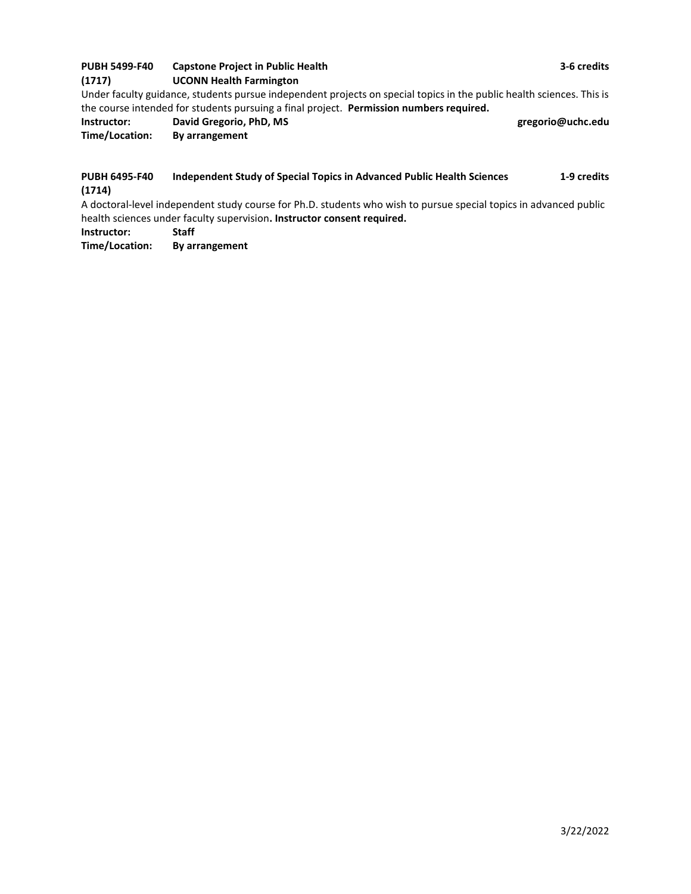**PUBH 5499-F40** **Capstone Project in Public Health** **3-6 credits**
**(1717)** **UCONN Health Farmington**

Under faculty guidance, students pursue independent projects on special topics in the public health sciences. This is the course intended for students pursuing a final project. **Permission numbers required.**

**Instructor:** **David Gregorio, PhD, MS** **gregorio@uchc.edu**
**Time/Location:** **By arrangement**

**PUBH 6495-F40** **Independent Study of Special Topics in Advanced Public Health Sciences** **1-9 credits**
**(1714)**

A doctoral-level independent study course for Ph.D. students who wish to pursue special topics in advanced public health sciences under faculty supervision**. Instructor consent required.**

**Instructor:** **Staff**
**Time/Location:** **By arrangement**

3/22/2022